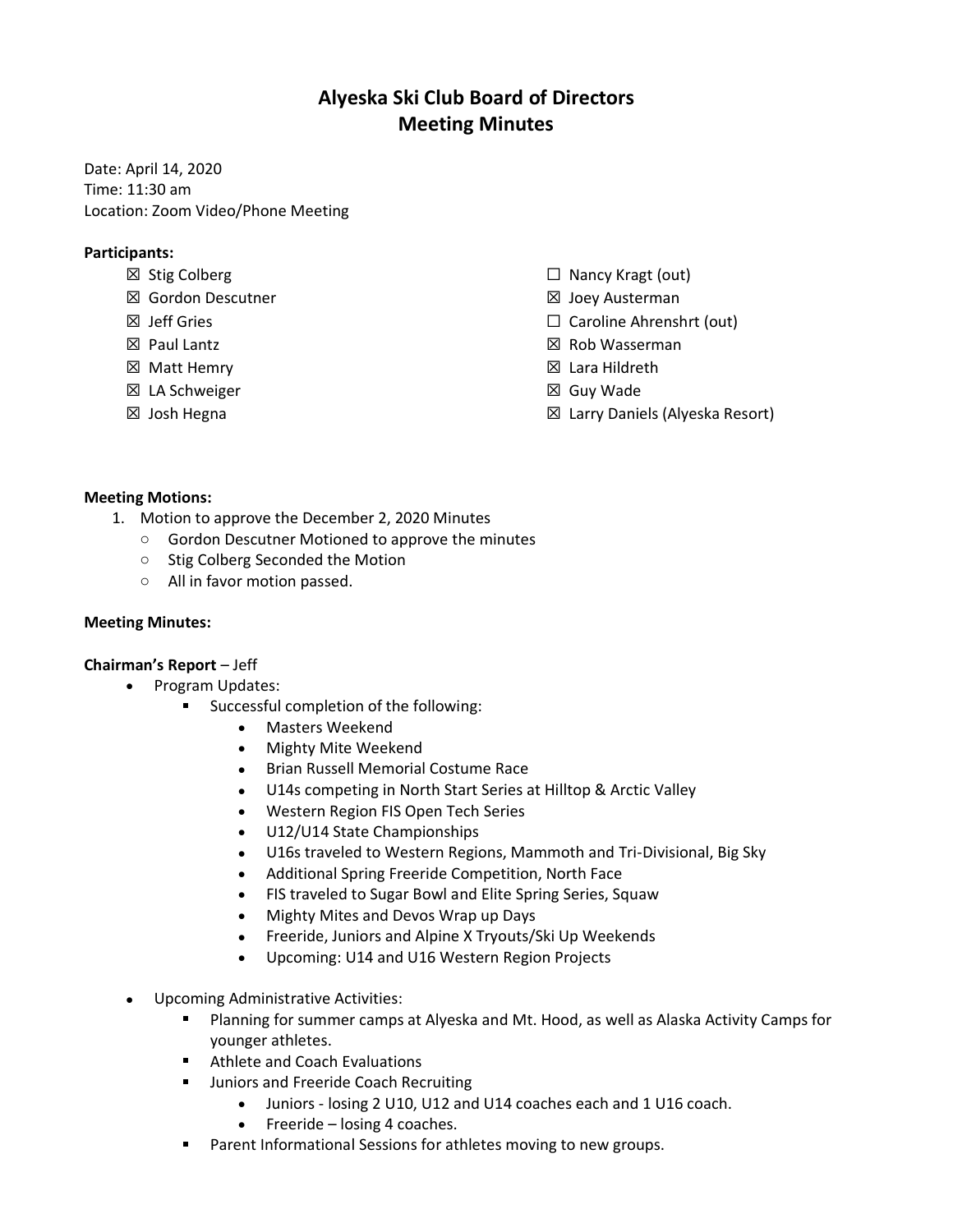# Alyeska Ski Club Board of Directors
# Meeting Minutes

Date: April 14, 2020
Time: 11:30 am
Location: Zoom Video/Phone Meeting

**Participants:**

- ☒ Stig Colberg
- ☒ Gordon Descutner
- ☒ Jeff Gries
- ☒ Paul Lantz
- ☒ Matt Hemry
- ☒ LA Schweiger
- ☒ Josh Hegna
- ☐ Nancy Kragt (out)
- ☒ Joey Austerman
- ☐ Caroline Ahrenshrt (out)
- ☒ Rob Wasserman
- ☒ Lara Hildreth
- ☒ Guy Wade
- ☒ Larry Daniels (Alyeska Resort)

**Meeting Motions:**

1. Motion to approve the December 2, 2020 Minutes
   - Gordon Descutner Motioned to approve the minutes
   - Stig Colberg Seconded the Motion
   - All in favor motion passed.

**Meeting Minutes:**

**Chairman's Report** – Jeff

- Program Updates:
  - Successful completion of the following:
    - Masters Weekend
    - Mighty Mite Weekend
    - Brian Russell Memorial Costume Race
    - U14s competing in North Start Series at Hilltop & Arctic Valley
    - Western Region FIS Open Tech Series
    - U12/U14 State Championships
    - U16s traveled to Western Regions, Mammoth and Tri-Divisional, Big Sky
    - Additional Spring Freeride Competition, North Face
    - FIS traveled to Sugar Bowl and Elite Spring Series, Squaw
    - Mighty Mites and Devos Wrap up Days
    - Freeride, Juniors and Alpine X Tryouts/Ski Up Weekends
    - Upcoming: U14 and U16 Western Region Projects
- Upcoming Administrative Activities:
  - Planning for summer camps at Alyeska and Mt. Hood, as well as Alaska Activity Camps for younger athletes.
  - Athlete and Coach Evaluations
  - Juniors and Freeride Coach Recruiting
    - Juniors - losing 2 U10, U12 and U14 coaches each and 1 U16 coach.
    - Freeride – losing 4 coaches.
  - Parent Informational Sessions for athletes moving to new groups.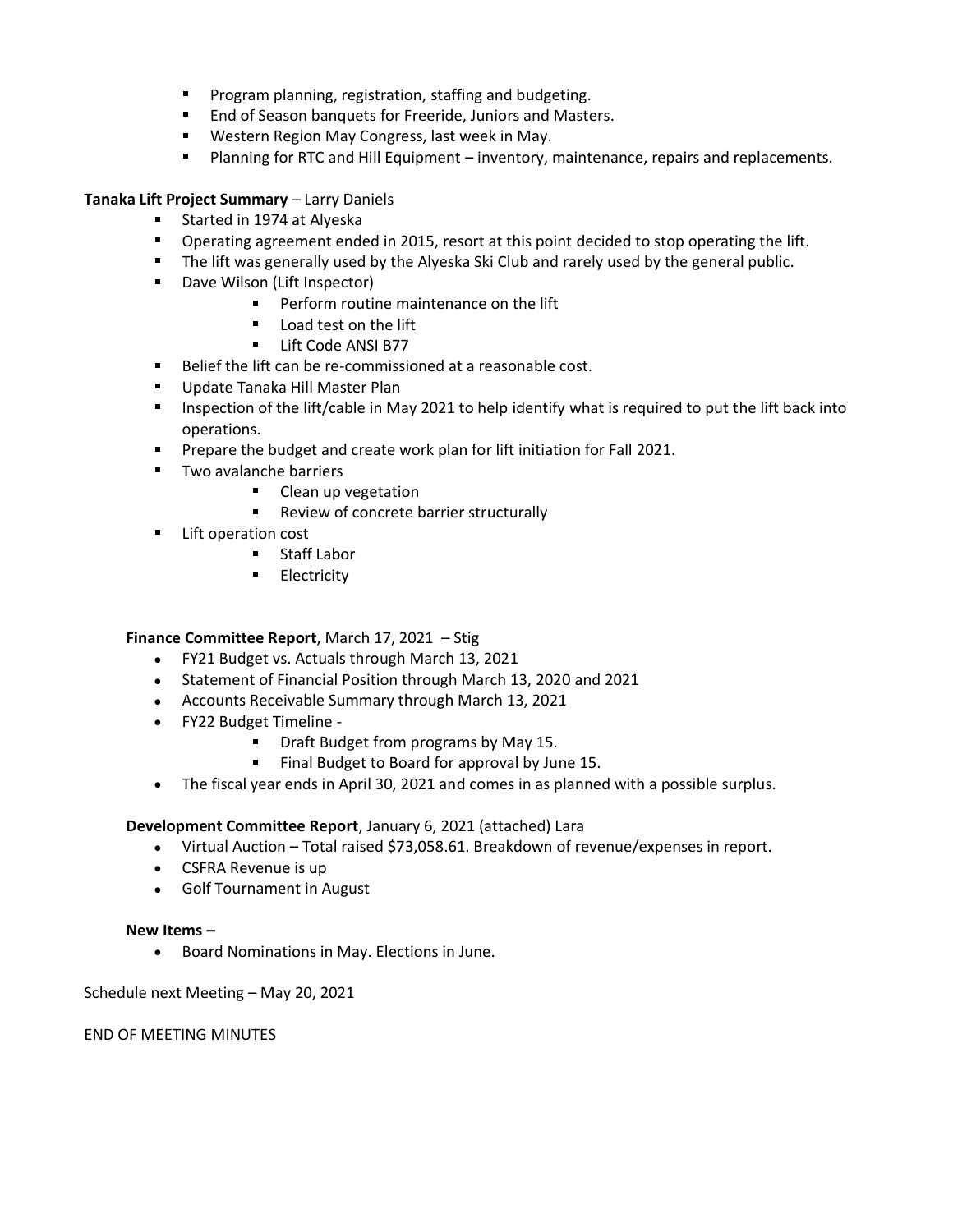- Program planning, registration, staffing and budgeting.
- End of Season banquets for Freeride, Juniors and Masters.
- Western Region May Congress, last week in May.
- Planning for RTC and Hill Equipment – inventory, maintenance, repairs and replacements.

**Tanaka Lift Project Summary** – Larry Daniels

- Started in 1974 at Alyeska
- Operating agreement ended in 2015, resort at this point decided to stop operating the lift.
- The lift was generally used by the Alyeska Ski Club and rarely used by the general public.
- Dave Wilson (Lift Inspector)
    - Perform routine maintenance on the lift
    - Load test on the lift
    - Lift Code ANSI B77
- Belief the lift can be re-commissioned at a reasonable cost.
- Update Tanaka Hill Master Plan
- Inspection of the lift/cable in May 2021 to help identify what is required to put the lift back into operations.
- Prepare the budget and create work plan for lift initiation for Fall 2021.
- Two avalanche barriers
    - Clean up vegetation
    - Review of concrete barrier structurally
- Lift operation cost
    - Staff Labor
    - Electricity

**Finance Committee Report**, March 17, 2021 – Stig

- FY21 Budget vs. Actuals through March 13, 2021
- Statement of Financial Position through March 13, 2020 and 2021
- Accounts Receivable Summary through March 13, 2021
- FY22 Budget Timeline -
    - Draft Budget from programs by May 15.
    - Final Budget to Board for approval by June 15.
- The fiscal year ends in April 30, 2021 and comes in as planned with a possible surplus.

**Development Committee Report**, January 6, 2021 (attached) Lara

- Virtual Auction – Total raised $73,058.61. Breakdown of revenue/expenses in report.
- CSFRA Revenue is up
- Golf Tournament in August

**New Items –**

- Board Nominations in May. Elections in June.

Schedule next Meeting – May 20, 2021

END OF MEETING MINUTES